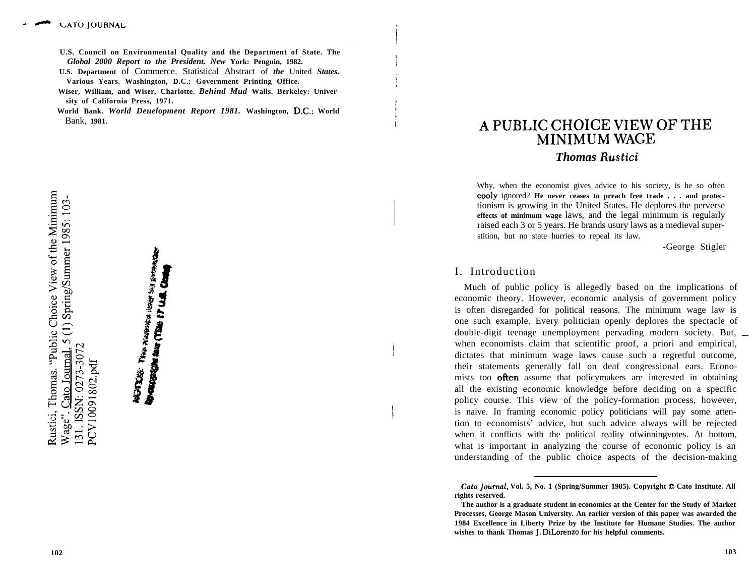U.S. Council on Environmental Quality and the Department of State. The *Global 2000 Report to the President. New* York: Penguin, 1982.

U.S. Department of Commerce. Statistical Abstract of *the* United *States.* Various Years. Washington, D.C.: Government Printing Office.

Wiser, William, and Wiser, Charlotte. *Behind Mud* Walls. Berkeley: University of California Press, 1971.

World Bank. *World Deuelopment Report 1981.* Washington, D.C.: World Bank, 1981.

Rustici, Thomas. "Public Choice View of the Minimum Wage". Cato Journal, 5 (1) Spring/Summer 1985: 103-131. ISSN: 0273-3072 PCV10091802.pdf

# A PUBLIC CHOICE VIEW OF THE MINIMUM WAGE

***Thomas Rustici***

> Why, when the economist gives advice to his society, is he so often cooly ignored? He never ceases to preach free trade . . . and protectionism is growing in the United States. He deplores the perverse effects of minimum wage laws, and the legal minimum is regularly raised each 3 or 5 years. He brands usury laws as a medieval superstition, but no state hurries to repeal its law.
>
> -George Stigler

## I. Introduction

Much of public policy is allegedly based on the implications of economic theory. However, economic analysis of government policy is often disregarded for political reasons. The minimum wage law is one such example. Every politician openly deplores the spectacle of double-digit teenage unemployment pervading modern society. But, when economists claim that scientific proof, a priori and empirical, dictates that minimum wage laws cause such a regretful outcome, their statements generally fall on deaf congressional ears. Economists too often assume that policymakers are interested in obtaining all the existing economic knowledge before deciding on a specific policy course. This view of the policy-formation process, however, is naive. In framing economic policy politicians will pay some attention to economists' advice, but such advice always will be rejected when it conflicts with the political reality ofwinningvotes. At bottom, what is important in analyzing the course of economic policy is an understanding of the public choice aspects of the decision-making

---

*Cato Journal*, Vol. 5, No. 1 (Spring/Summer 1985). Copyright © Cato Institute. All rights reserved.

The author is a graduate student in economics at the Center for the Study of Market Processes, George Mason University. An earlier version of this paper was awarded the 1984 Excellence in Liberty Prize by the Institute for Humane Studies. The author wishes to thank Thomas J. DiLorenzo for his helpful comments.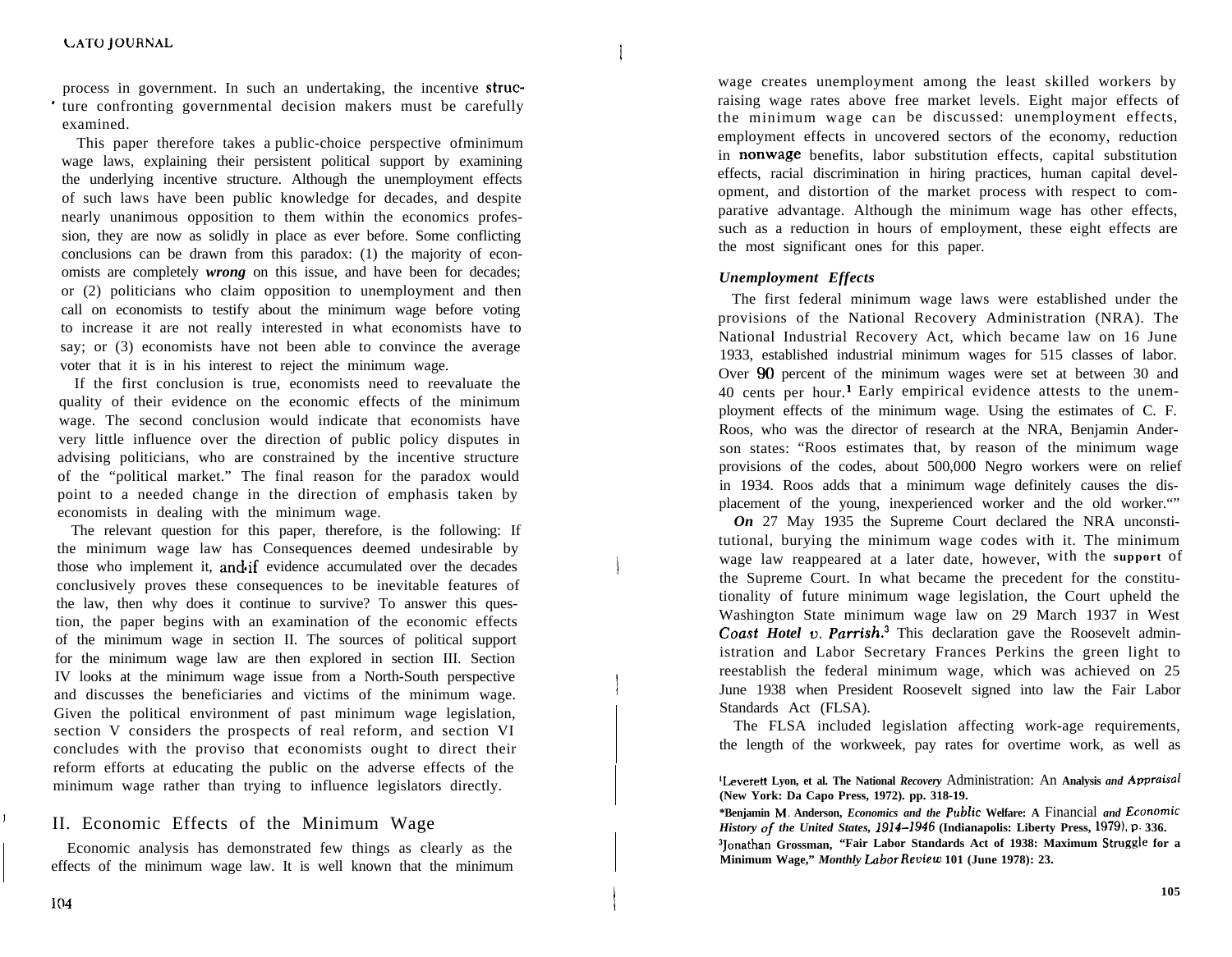process in government. In such an undertaking, the incentive structure confronting governmental decision makers must be carefully examined.

This paper therefore takes a public-choice perspective of minimum wage laws, explaining their persistent political support by examining the underlying incentive structure. Although the unemployment effects of such laws have been public knowledge for decades, and despite nearly unanimous opposition to them within the economics profession, they are now as solidly in place as ever before. Some conflicting conclusions can be drawn from this paradox: (1) the majority of economists are completely ***wrong*** on this issue, and have been for decades; or (2) politicians who claim opposition to unemployment and then call on economists to testify about the minimum wage before voting to increase it are not really interested in what economists have to say; or (3) economists have not been able to convince the average voter that it is in his interest to reject the minimum wage.

If the first conclusion is true, economists need to reevaluate the quality of their evidence on the economic effects of the minimum wage. The second conclusion would indicate that economists have very little influence over the direction of public policy disputes in advising politicians, who are constrained by the incentive structure of the "political market." The final reason for the paradox would point to a needed change in the direction of emphasis taken by economists in dealing with the minimum wage.

The relevant question for this paper, therefore, is the following: If the minimum wage law has Consequences deemed undesirable by those who implement it, and if evidence accumulated over the decades conclusively proves these consequences to be inevitable features of the law, then why does it continue to survive? To answer this question, the paper begins with an examination of the economic effects of the minimum wage in section II. The sources of political support for the minimum wage law are then explored in section III. Section IV looks at the minimum wage issue from a North-South perspective and discusses the beneficiaries and victims of the minimum wage. Given the political environment of past minimum wage legislation, section V considers the prospects of real reform, and section VI concludes with the proviso that economists ought to direct their reform efforts at educating the public on the adverse effects of the minimum wage rather than trying to influence legislators directly.

## II. Economic Effects of the Minimum Wage

Economic analysis has demonstrated few things as clearly as the effects of the minimum wage law. It is well known that the minimum wage creates unemployment among the least skilled workers by raising wage rates above free market levels. Eight major effects of the minimum wage can be discussed: unemployment effects, employment effects in uncovered sectors of the economy, reduction in nonwage benefits, labor substitution effects, capital substitution effects, racial discrimination in hiring practices, human capital development, and distortion of the market process with respect to comparative advantage. Although the minimum wage has other effects, such as a reduction in hours of employment, these eight effects are the most significant ones for this paper.

### *Unemployment Effects*

The first federal minimum wage laws were established under the provisions of the National Recovery Administration (NRA). The National Industrial Recovery Act, which became law on 16 June 1933, established industrial minimum wages for 515 classes of labor. Over 90 percent of the minimum wages were set at between 30 and 40 cents per hour.[1] Early empirical evidence attests to the unemployment effects of the minimum wage. Using the estimates of C. F. Roos, who was the director of research at the NRA, Benjamin Anderson states: "Roos estimates that, by reason of the minimum wage provisions of the codes, about 500,000 Negro workers were on relief in 1934. Roos adds that a minimum wage definitely causes the displacement of the young, inexperienced worker and the old worker."[2]

*On* 27 May 1935 the Supreme Court declared the NRA unconstitutional, burying the minimum wage codes with it. The minimum wage law reappeared at a later date, however, with the support of the Supreme Court. In what became the precedent for the constitutionality of future minimum wage legislation, the Court upheld the Washington State minimum wage law on 29 March 1937 in *West Coast Hotel v. Parrish*.[3] This declaration gave the Roosevelt administration and Labor Secretary Frances Perkins the green light to reestablish the federal minimum wage, which was achieved on 25 June 1938 when President Roosevelt signed into law the Fair Labor Standards Act (FLSA).

The FLSA included legislation affecting work-age requirements, the length of the workweek, pay rates for overtime work, as well as

---

[1] Leverett Lyon, et al. *The National Recovery Administration: An Analysis and Appraisal* (New York: Da Capo Press, 1972). pp. 318-19.

[2] Benjamin M. Anderson, *Economics and the Public Welfare: A Financial and Economic History of the United States, 1914–1946* (Indianapolis: Liberty Press, 1979), p. 336.

[3] Jonathan Grossman, "Fair Labor Standards Act of 1938: Maximum Struggle for a Minimum Wage," *Monthly Labor Review* 101 (June 1978): 23.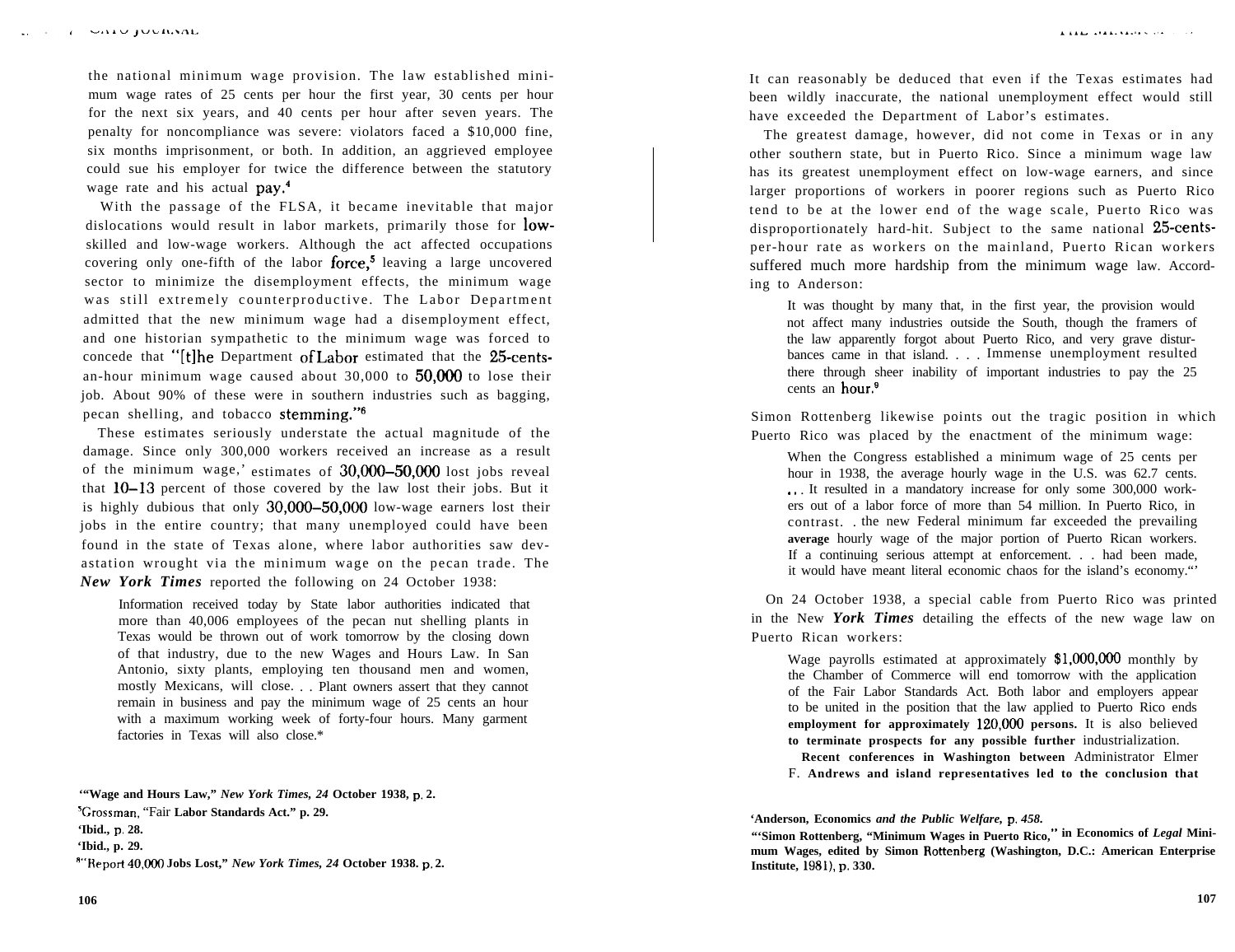the national minimum wage provision. The law established minimum wage rates of 25 cents per hour the first year, 30 cents per hour for the next six years, and 40 cents per hour after seven years. The penalty for noncompliance was severe: violators faced a $10,000 fine, six months imprisonment, or both. In addition, an aggrieved employee could sue his employer for twice the difference between the statutory wage rate and his actual pay.[4]

With the passage of the FLSA, it became inevitable that major dislocations would result in labor markets, primarily those for low-skilled and low-wage workers. Although the act affected occupations covering only one-fifth of the labor force,[5] leaving a large uncovered sector to minimize the disemployment effects, the minimum wage was still extremely counterproductive. The Labor Department admitted that the new minimum wage had a disemployment effect, and one historian sympathetic to the minimum wage was forced to concede that "[t]he Department of Labor estimated that the 25-cents-an-hour minimum wage caused about 30,000 to 50,000 to lose their job. About 90% of these were in southern industries such as bagging, pecan shelling, and tobacco stemming."[6]

These estimates seriously understate the actual magnitude of the damage. Since only 300,000 workers received an increase as a result of the minimum wage,[7] estimates of 30,000–50,000 lost jobs reveal that 10–13 percent of those covered by the law lost their jobs. But it is highly dubious that only 30,000–50,000 low-wage earners lost their jobs in the entire country; that many unemployed could have been found in the state of Texas alone, where labor authorities saw devastation wrought via the minimum wage on the pecan trade. The *New York Times* reported the following on 24 October 1938:

> Information received today by State labor authorities indicated that more than 40,006 employees of the pecan nut shelling plants in Texas would be thrown out of work tomorrow by the closing down of that industry, due to the new Wages and Hours Law. In San Antonio, sixty plants, employing ten thousand men and women, mostly Mexicans, will close. . . Plant owners assert that they cannot remain in business and pay the minimum wage of 25 cents an hour with a maximum working week of forty-four hours. Many garment factories in Texas will also close.[8]

[4] "Wage and Hours Law," *New York Times*, 24 October 1938, p. 2.

[5] Grossman, "Fair Labor Standards Act." p. 29.

[6] Ibid., p. 28.

[7] Ibid., p. 29.

[8] "Report 40,000 Jobs Lost," *New York Times*, 24 October 1938. p. 2.

It can reasonably be deduced that even if the Texas estimates had been wildly inaccurate, the national unemployment effect would still have exceeded the Department of Labor's estimates.

The greatest damage, however, did not come in Texas or in any other southern state, but in Puerto Rico. Since a minimum wage law has its greatest unemployment effect on low-wage earners, and since larger proportions of workers in poorer regions such as Puerto Rico tend to be at the lower end of the wage scale, Puerto Rico was disproportionately hard-hit. Subject to the same national 25-cents-per-hour rate as workers on the mainland, Puerto Rican workers suffered much more hardship from the minimum wage law. According to Anderson:

> It was thought by many that, in the first year, the provision would not affect many industries outside the South, though the framers of the law apparently forgot about Puerto Rico, and very grave disturbances came in that island. . . . Immense unemployment resulted there through sheer inability of important industries to pay the 25 cents an hour.[9]

Simon Rottenberg likewise points out the tragic position in which Puerto Rico was placed by the enactment of the minimum wage:

> When the Congress established a minimum wage of 25 cents per hour in 1938, the average hourly wage in the U.S. was 62.7 cents. . . . It resulted in a mandatory increase for only some 300,000 workers out of a labor force of more than 54 million. In Puerto Rico, in contrast. . the new Federal minimum far exceeded the prevailing average hourly wage of the major portion of Puerto Rican workers. If a continuing serious attempt at enforcement. . . had been made, it would have meant literal economic chaos for the island's economy.[10]

On 24 October 1938, a special cable from Puerto Rico was printed in the New *York Times* detailing the effects of the new wage law on Puerto Rican workers:

> Wage payrolls estimated at approximately $1,000,000 monthly by the Chamber of Commerce will end tomorrow with the application of the Fair Labor Standards Act. Both labor and employers appear to be united in the position that the law applied to Puerto Rico ends employment for approximately 120,000 persons. It is also believed to terminate prospects for any possible further industrialization.
>
> Recent conferences in Washington between Administrator Elmer F. Andrews and island representatives led to the conclusion that

[9] Anderson, *Economics and the Public Welfare*, p. 458.

[10] Simon Rottenberg, "Minimum Wages in Puerto Rico," in *Economics of Legal Minimum Wages*, edited by Simon Rottenberg (Washington, D.C.: American Enterprise Institute, 1981), p. 330.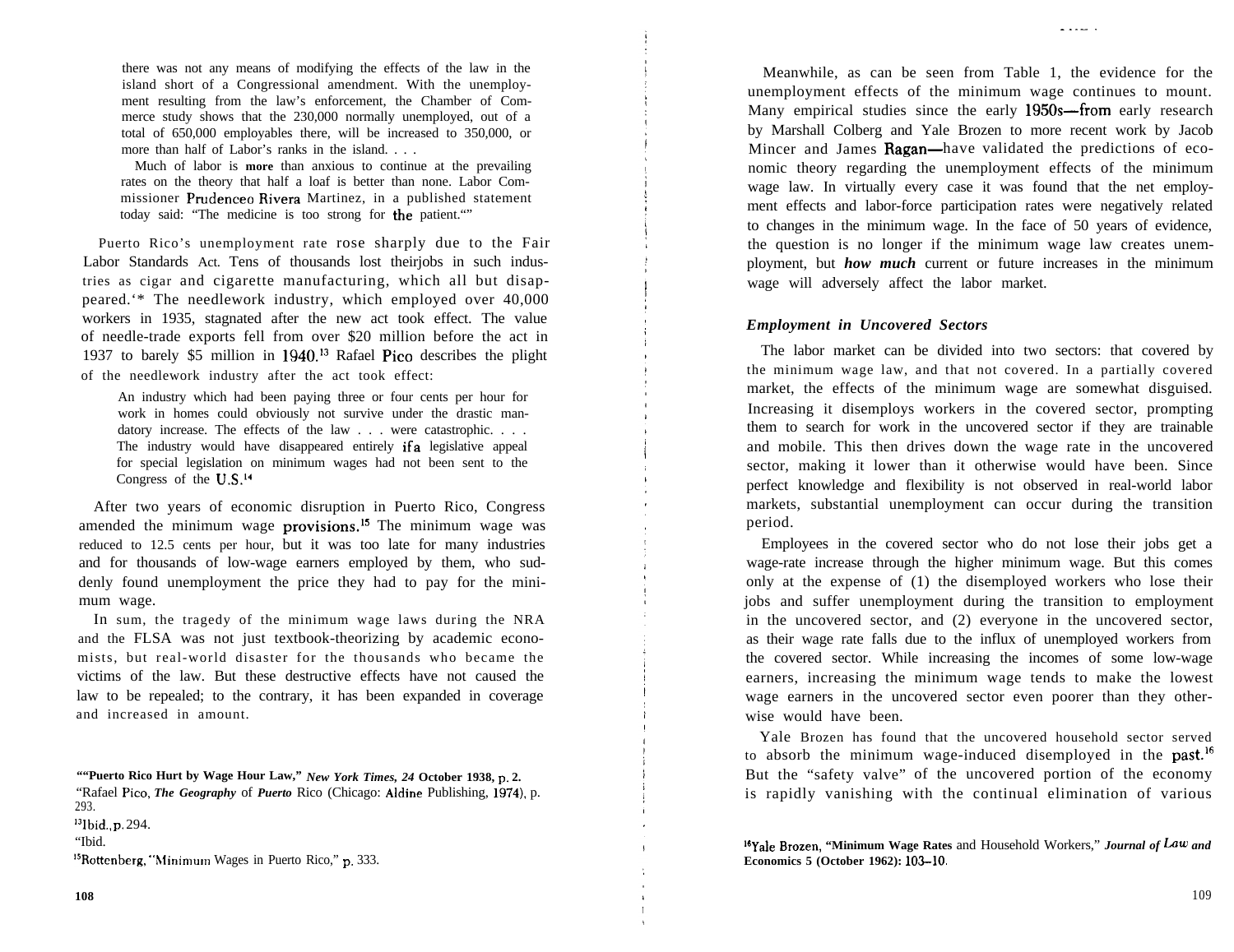there was not any means of modifying the effects of the law in the island short of a Congressional amendment. With the unemployment resulting from the law's enforcement, the Chamber of Commerce study shows that the 230,000 normally unemployed, out of a total of 650,000 employables there, will be increased to 350,000, or more than half of Labor's ranks in the island. . . .

> Much of labor is more than anxious to continue at the prevailing rates on the theory that half a loaf is better than none. Labor Commissioner Prudenceo Rivera Martinez, in a published statement today said: "The medicine is too strong for the patient."[11]

Puerto Rico's unemployment rate rose sharply due to the Fair Labor Standards Act. Tens of thousands lost their jobs in such industries as cigar and cigarette manufacturing, which all but disappeared.[12] The needlework industry, which employed over 40,000 workers in 1935, stagnated after the new act took effect. The value of needle-trade exports fell from over $20 million before the act in 1937 to barely $5 million in 1940.[13] Rafael Pico describes the plight of the needlework industry after the act took effect:

> An industry which had been paying three or four cents per hour for work in homes could obviously not survive under the drastic mandatory increase. The effects of the law . . . were catastrophic. . . . The industry would have disappeared entirely if a legislative appeal for special legislation on minimum wages had not been sent to the Congress of the U.S.[14]

After two years of economic disruption in Puerto Rico, Congress amended the minimum wage provisions.[15] The minimum wage was reduced to 12.5 cents per hour, but it was too late for many industries and for thousands of low-wage earners employed by them, who suddenly found unemployment the price they had to pay for the minimum wage.

In sum, the tragedy of the minimum wage laws during the NRA and the FLSA was not just textbook-theorizing by academic economists, but real-world disaster for the thousands who became the victims of the law. But these destructive effects have not caused the law to be repealed; to the contrary, it has been expanded in coverage and increased in amount.

[11] "Puerto Rico Hurt by Wage Hour Law," *New York Times*, 24 October 1938, p. 2.

[12] Rafael Pico, *The Geography of Puerto Rico* (Chicago: Aldine Publishing, 1974), p. 293.

[13] Ibid., p. 294.

[14] Ibid.

[15] Rottenberg, "Minimum Wages in Puerto Rico," p. 333.

Meanwhile, as can be seen from Table 1, the evidence for the unemployment effects of the minimum wage continues to mount. Many empirical studies since the early 1950s—from early research by Marshall Colberg and Yale Brozen to more recent work by Jacob Mincer and James Ragan—have validated the predictions of economic theory regarding the unemployment effects of the minimum wage law. In virtually every case it was found that the net employment effects and labor-force participation rates were negatively related to changes in the minimum wage. In the face of 50 years of evidence, the question is no longer if the minimum wage law creates unemployment, but ***how much*** current or future increases in the minimum wage will adversely affect the labor market.

### *Employment in Uncovered Sectors*

The labor market can be divided into two sectors: that covered by the minimum wage law, and that not covered. In a partially covered market, the effects of the minimum wage are somewhat disguised. Increasing it disemploys workers in the covered sector, prompting them to search for work in the uncovered sector if they are trainable and mobile. This then drives down the wage rate in the uncovered sector, making it lower than it otherwise would have been. Since perfect knowledge and flexibility is not observed in real-world labor markets, substantial unemployment can occur during the transition period.

Employees in the covered sector who do not lose their jobs get a wage-rate increase through the higher minimum wage. But this comes only at the expense of (1) the disemployed workers who lose their jobs and suffer unemployment during the transition to employment in the uncovered sector, and (2) everyone in the uncovered sector, as their wage rate falls due to the influx of unemployed workers from the covered sector. While increasing the incomes of some low-wage earners, increasing the minimum wage tends to make the lowest wage earners in the uncovered sector even poorer than they otherwise would have been.

Yale Brozen has found that the uncovered household sector served to absorb the minimum wage-induced disemployed in the past.[16] But the "safety valve" of the uncovered portion of the economy is rapidly vanishing with the continual elimination of various

[16] Yale Brozen, "Minimum Wage Rates and Household Workers," *Journal of Law and Economics* 5 (October 1962): 103–10.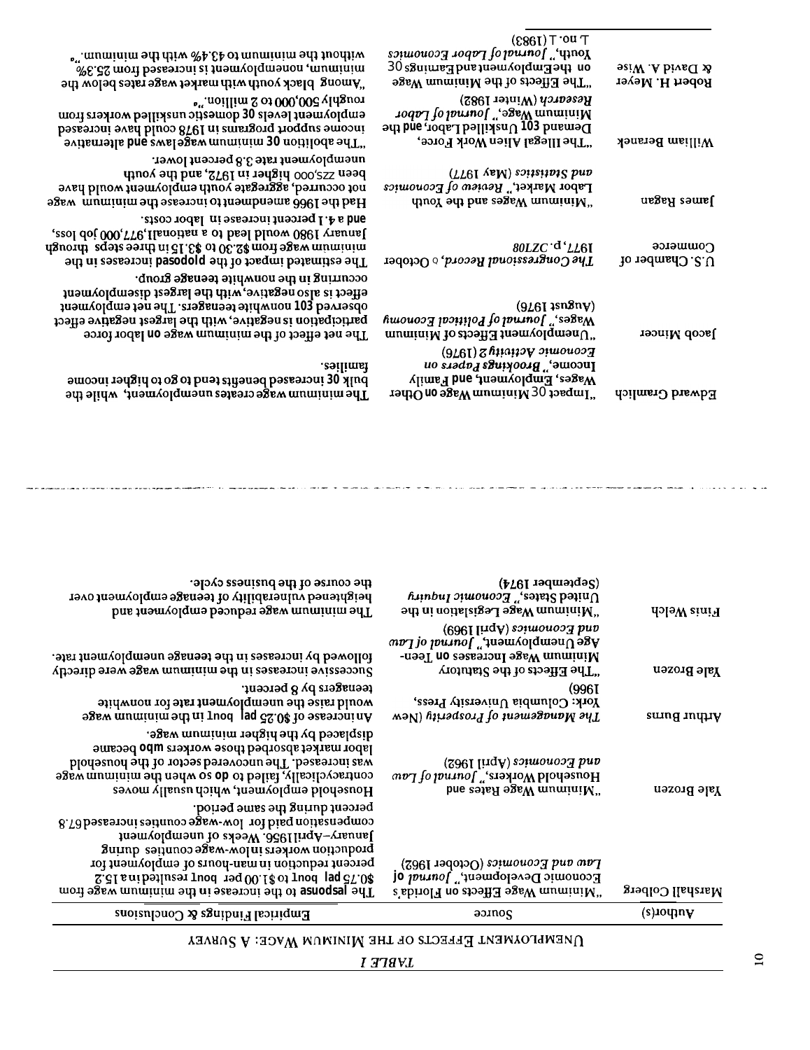*TABLE 1*

UNEMPLOYMENT EFFECTS OF THE MINIMUM WAGE: A SURVEY

| Author(s) | Source | Empirical Findings & Conclusions |
|---|---|---|
| Marshall Colberg | "Minimum Wage Effects on Florida's Economic Development," *Journal of Law and Economics* (October 1962) | The response to the increase in the minimum wage from $0.75 per hour to $1.00 per hour resulted in a 15.2 percent reduction in man-hours of employment for production workers in low-wage counties during January–April 1956. Weeks of unemployment compensation paid for low-wage counties increased 67.8 percent during the same period. |
| Yale Brozen | "Minimum Wage Rates and Household Workers," *Journal of Law and Economics* (April 1962) | Household employment, which usually moves contracyclically, failed to do so when the minimum wage was increased. The uncovered sector of the household labor market absorbed those workers who became displaced by the higher minimum wage. |
| Arthur Burns | *The Management of Prosperity* (New York: Columbia University Press, 1966) | An increase of $0.25 per hour in the minimum wage would raise the unemployment rate for nonwhite teenagers by 8 percent. |
| Yale Brozen | "The Effects of the Statutory Minimum Wage Increases on Teen-Age Unemployment," *Journal of Law and Economics* (April 1969) | Successive increases in the minimum wage were directly followed by increases in the teenage unemployment rate. |
| Finis Welch | "Minimum Wage Legislation in the United States," *Economic Inquiry* (September 1974) | The minimum wage reduced employment and heightened vulnerability of teenage employment over the course of the business cycle. |
| Edward Gramlich | "Impact of Minimum Wage on Other Wages, Employment, and Family Income," *Brookings Papers on Economic Activity* 2 (1976) | The minimum wage creates unemployment, while the bulk of increased benefits tend to go to higher income families. |
| Jacob Mincer | "Unemployment Effects of Minimum Wages," *Journal of Political Economy* (August 1976) | The net effect of the minimum wage on labor force participation is negative, with the largest negative effect observed for nonwhite teenagers. The net employment effect is also negative, with the largest disemployment occurring in the nonwhite teenage group. |
| U.S. Chamber of Commerce | *The Congressional Record*, October 1977, p. 22708 | The estimated impact of the proposed increases in the minimum wage from $2.30 to $3.15 in three steps through January 1980 would lead to a national 1,977,000 job loss, and a 4.1 percent increase in labor costs. |
| James Ragan | "Minimum Wages and the Youth Labor Market," *Review of Economics and Statistics* (May 1977) | Had the 1966 amendment to increase the minimum wage not occurred, aggregate youth employment would have been 225,000 higher in 1972, and the youth unemployment rate 3.8 percent lower. |
| William Beranek | "The Illegal Alien Work Force, Demand for Unskilled Labor, and the Minimum Wage," *Journal of Labor Research* (Winter 1982) | "The abolition of minimum wage laws and alternative income support programs in 1978 could have increased employment levels of domestic unskilled workers from roughly 500,000 to 2 million." |
| Robert H. Meyer & David A. Wise | "The Effects of the Minimum Wage on the Employment and Earnings of Youth," *Journal of Labor Economics* 1, no. 1 (1983) | "Among black youth with market wage rates below the minimum, nonemployment is increased from 25.3% without the minimum to 43.4% with the minimum." |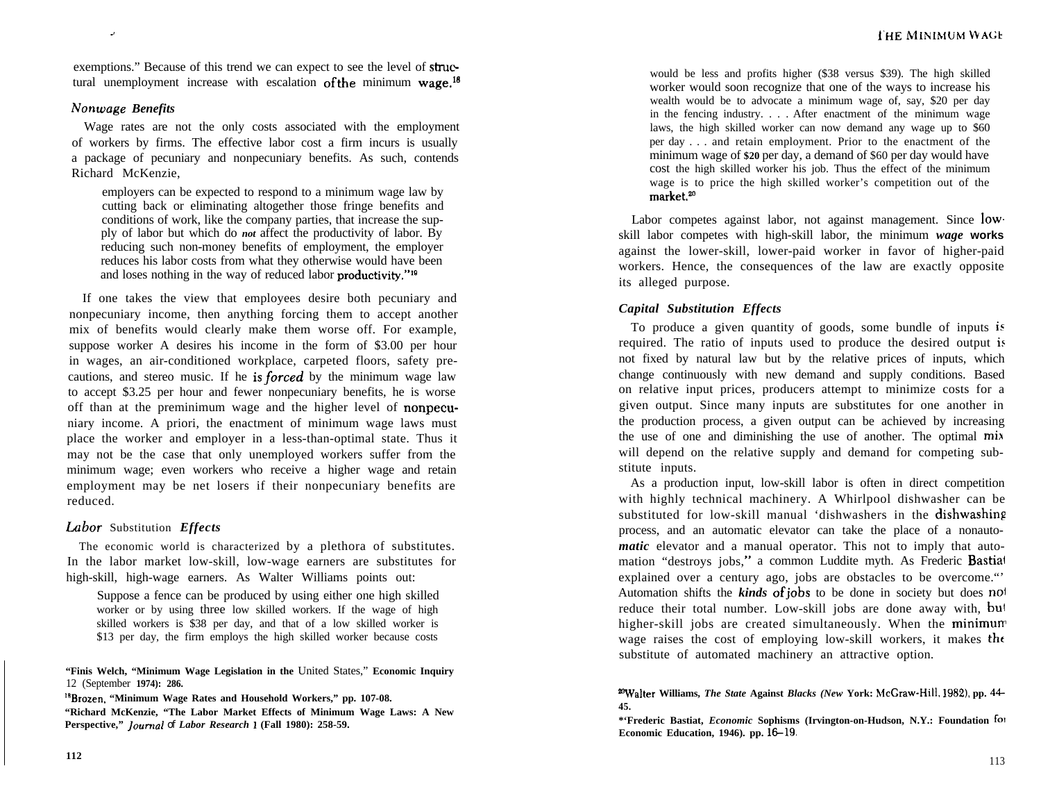exemptions." Because of this trend we can expect to see the level of structural unemployment increase with escalation of the minimum wage.[18]

### *Nonwage Benefits*

Wage rates are not the only costs associated with the employment of workers by firms. The effective labor cost a firm incurs is usually a package of pecuniary and nonpecuniary benefits. As such, contends Richard McKenzie,

> employers can be expected to respond to a minimum wage law by cutting back or eliminating altogether those fringe benefits and conditions of work, like the company parties, that increase the supply of labor but which do *not* affect the productivity of labor. By reducing such non-money benefits of employment, the employer reduces his labor costs from what they otherwise would have been and loses nothing in the way of reduced labor productivity."[19]

If one takes the view that employees desire both pecuniary and nonpecuniary income, then anything forcing them to accept another mix of benefits would clearly make them worse off. For example, suppose worker A desires his income in the form of $3.00 per hour in wages, an air-conditioned workplace, carpeted floors, safety precautions, and stereo music. If he *is forced* by the minimum wage law to accept $3.25 per hour and fewer nonpecuniary benefits, he is worse off than at the preminimum wage and the higher level of nonpecuniary income. A priori, the enactment of minimum wage laws must place the worker and employer in a less-than-optimal state. Thus it may not be the case that only unemployed workers suffer from the minimum wage; even workers who receive a higher wage and retain employment may be net losers if their nonpecuniary benefits are reduced.

### *Labor Substitution Effects*

The economic world is characterized by a plethora of substitutes. In the labor market low-skill, low-wage earners are substitutes for high-skill, high-wage earners. As Walter Williams points out:

> Suppose a fence can be produced by using either one high skilled worker or by using three low skilled workers. If the wage of high skilled workers is $38 per day, and that of a low skilled worker is $13 per day, the firm employs the high skilled worker because costs would be less and profits higher ($38 versus $39). The high skilled worker would soon recognize that one of the ways to increase his wealth would be to advocate a minimum wage of, say, $20 per day in the fencing industry. . . . After enactment of the minimum wage laws, the high skilled worker can now demand any wage up to $60 per day . . . and retain employment. Prior to the enactment of the minimum wage of $20 per day, a demand of $60 per day would have cost the high skilled worker his job. Thus the effect of the minimum wage is to price the high skilled worker's competition out of the market.[20]

Labor competes against labor, not against management. Since low-skill labor competes with high-skill labor, the minimum *wage* works against the lower-skill, lower-paid worker in favor of higher-paid workers. Hence, the consequences of the law are exactly opposite its alleged purpose.

### *Capital Substitution Effects*

To produce a given quantity of goods, some bundle of inputs is required. The ratio of inputs used to produce the desired output is not fixed by natural law but by the relative prices of inputs, which change continuously with new demand and supply conditions. Based on relative input prices, producers attempt to minimize costs for a given output. Since many inputs are substitutes for one another in the production process, a given output can be achieved by increasing the use of one and diminishing the use of another. The optimal mix will depend on the relative supply and demand for competing substitute inputs.

As a production input, low-skill labor is often in direct competition with highly technical machinery. A Whirlpool dishwasher can be substituted for low-skill manual 'dishwashers in the dishwashing process, and an automatic elevator can take the place of a nonautomatic elevator and a manual operator. This not to imply that automation "destroys jobs," a common Luddite myth. As Frederic Bastiat explained over a century ago, jobs are obstacles to be overcome.[21] Automation shifts the *kinds of jobs* to be done in society but does not reduce their total number. Low-skill jobs are done away with, but higher-skill jobs are created simultaneously. When the minimum wage raises the cost of employing low-skill workers, it makes the substitute of automated machinery an attractive option.

---

[17] Finis Welch, "Minimum Wage Legislation in the United States," **Economic Inquiry** 12 (September 1974): 286.

[18] Brozen, "Minimum Wage Rates and Household Workers," pp. 107-08.

[19] Richard McKenzie, "The Labor Market Effects of Minimum Wage Laws: A New Perspective," *Journal of Labor Research* 1 (Fall 1980): 258-59.

[20] Walter Williams, *The State Against Blacks* (New York: McGraw-Hill, 1982), pp. 44-45.

[21] Frederic Bastiat, *Economic Sophisms* (Irvington-on-Hudson, N.Y.: Foundation for Economic Education, 1946). pp. 16-19.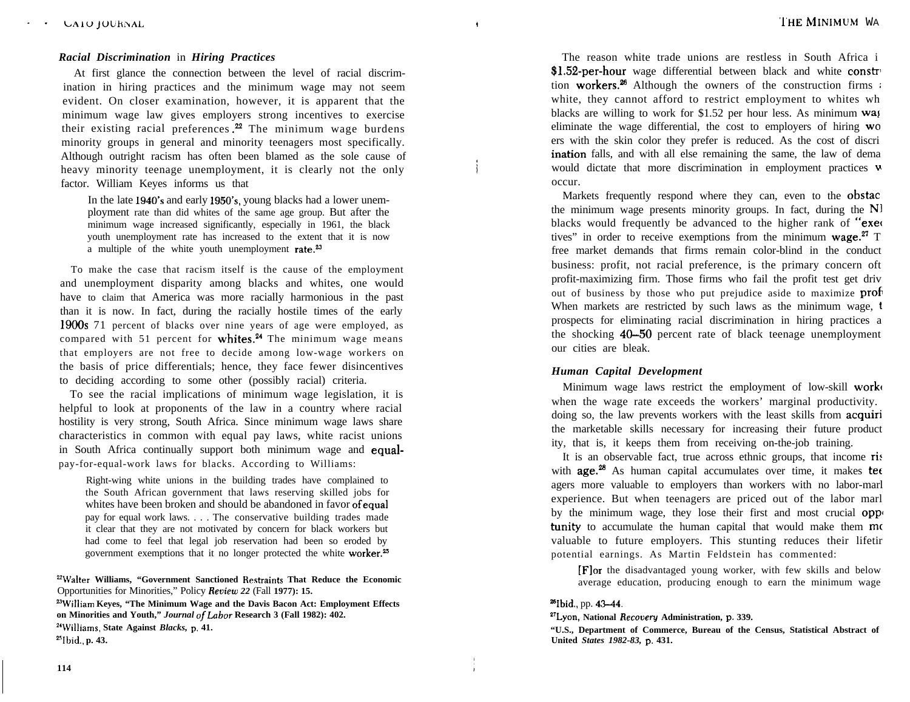### *Racial Discrimination* in *Hiring Practices*

At first glance the connection between the level of racial discrimination in hiring practices and the minimum wage may not seem evident. On closer examination, however, it is apparent that the minimum wage law gives employers strong incentives to exercise their existing racial preferences.[22] The minimum wage burdens minority groups in general and minority teenagers most specifically. Although outright racism has often been blamed as the sole cause of heavy minority teenage unemployment, it is clearly not the only factor. William Keyes informs us that

> In the late 1940's and early 1950's, young blacks had a lower unemployment rate than did whites of the same age group. But after the minimum wage increased significantly, especially in 1961, the black youth unemployment rate has increased to the extent that it is now a multiple of the white youth unemployment rate.[23]

To make the case that racism itself is the cause of the employment and unemployment disparity among blacks and whites, one would have to claim that America was more racially harmonious in the past than it is now. In fact, during the racially hostile times of the early 1900s 71 percent of blacks over nine years of age were employed, as compared with 51 percent for whites.[24] The minimum wage means that employers are not free to decide among low-wage workers on the basis of price differentials; hence, they face fewer disincentives to deciding according to some other (possibly racial) criteria.

To see the racial implications of minimum wage legislation, it is helpful to look at proponents of the law in a country where racial hostility is very strong, South Africa. Since minimum wage laws share characteristics in common with equal pay laws, white racist unions in South Africa continually support both minimum wage and equal-pay-for-equal-work laws for blacks. According to Williams:

> Right-wing white unions in the building trades have complained to the South African government that laws reserving skilled jobs for whites have been broken and should be abandoned in favor of equal pay for equal work laws. . . . The conservative building trades made it clear that they are not motivated by concern for black workers but had come to feel that legal job reservation had been so eroded by government exemptions that it no longer protected the white worker.[25]

[22] Walter Williams, "Government Sanctioned Restraints That Reduce the Economic Opportunities for Minorities," Policy *Review 22* (Fall 1977): 15.

[23] William Keyes, "The Minimum Wage and the Davis Bacon Act: Employment Effects on Minorities and Youth," *Journal of Labor* Research 3 (Fall 1982): 402.

[24] Williams, State Against *Blacks*, p. 41.

[25] Ibid., p. 43.

The reason white trade unions are restless in South Africa i[s the] $1.52-per-hour wage differential between black and white constr[uc]tion workers.[26] Although the owners of the construction firms [are] white, they cannot afford to restrict employment to whites wh[en] blacks are willing to work for $1.52 per hour less. As minimum wa[ges] eliminate the wage differential, the cost to employers of hiring wo[rk]ers with the skin color they prefer is reduced. As the cost of discri[m]ination falls, and with all else remaining the same, the law of dema[nd] would dictate that more discrimination in employment practices w[ill] occur.

Markets frequently respond where they can, even to the obstac[le] the minimum wage presents minority groups. In fact, during the N[RA] blacks would frequently be advanced to the higher rank of "exec[u]tives" in order to receive exemptions from the minimum wage.[27] T[he] free market demands that firms remain color-blind in the conduct [of] business: profit, not racial preference, is the primary concern of t[he] profit-maximizing firm. Those firms who fail the profit test get driv[en] out of business by those who put prejudice aside to maximize prof[it]. When markets are restricted by such laws as the minimum wage, t[he] prospects for eliminating racial discrimination in hiring practices a[nd] the shocking 40–50 percent rate of black teenage unemployment [in] our cities are bleak.

### *Human Capital Development*

Minimum wage laws restrict the employment of low-skill work[ers] when the wage rate exceeds the workers' marginal productivity. [In] doing so, the law prevents workers with the least skills from acquiri[ng] the marketable skills necessary for increasing their future product[iv]ity, that is, it keeps them from receiving on-the-job training.

It is an observable fact, true across ethnic groups, that income ris[es] with age.[28] As human capital accumulates over time, it makes tee[n]agers more valuable to employers than workers with no labor-mark[et] experience. But when teenagers are priced out of the labor mark[et] by the minimum wage, they lose their first and most crucial opp[or]tunity to accumulate the human capital that would make them mo[re] valuable to future employers. This stunting reduces their lifetim[e] potential earnings. As Martin Feldstein has commented:

> [F]or the disadvantaged young worker, with few skills and below average education, producing enough to earn the minimum wage

[26] Ibid., pp. 43–44.

[27] Lyon, National *Recovery* Administration, p. 339.

[28] U.S., Department of Commerce, Bureau of the Census, Statistical Abstract of [the] United *States 1982-83*, p. 431.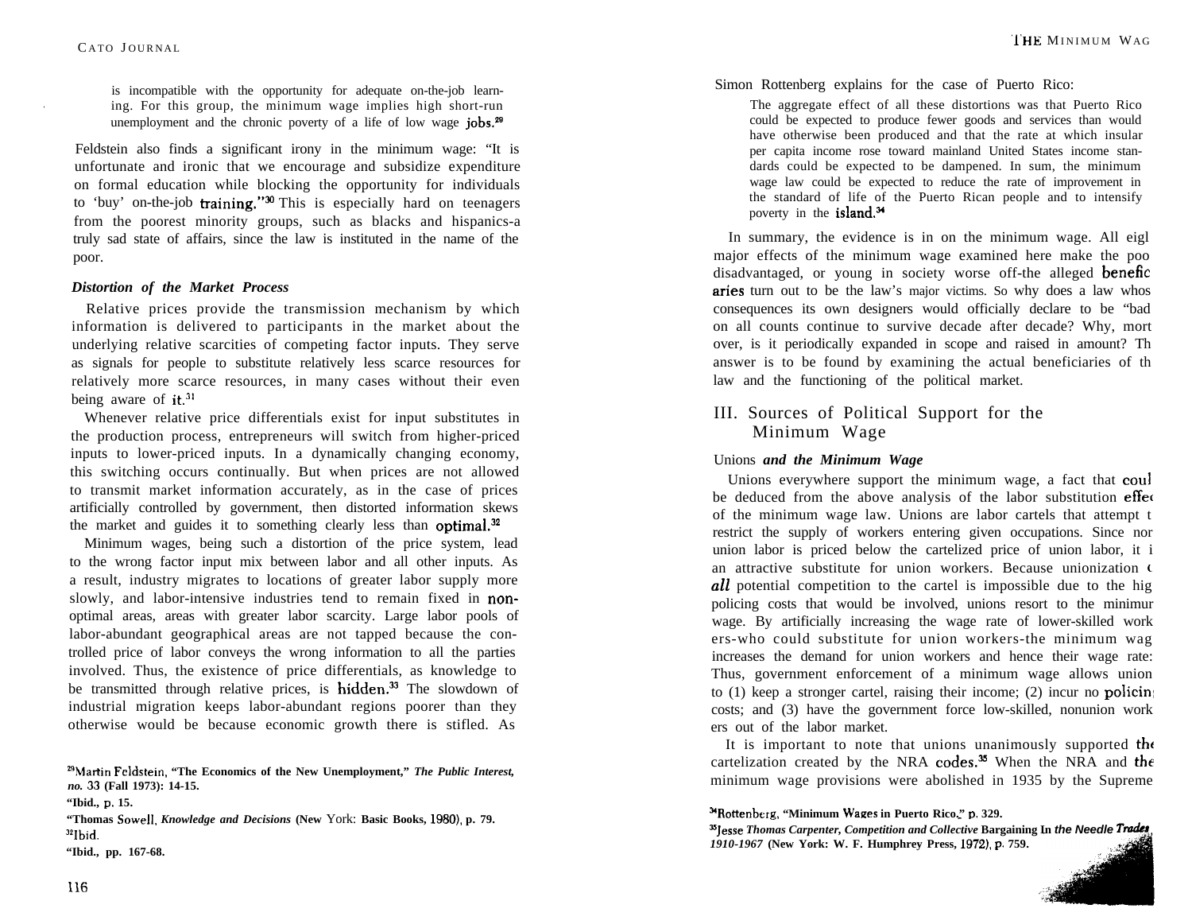is incompatible with the opportunity for adequate on-the-job learning. For this group, the minimum wage implies high short-run unemployment and the chronic poverty of a life of low wage jobs.[29]

Feldstein also finds a significant irony in the minimum wage: "It is unfortunate and ironic that we encourage and subsidize expenditure on formal education while blocking the opportunity for individuals to 'buy' on-the-job training."[30] This is especially hard on teenagers from the poorest minority groups, such as blacks and hispanics-a truly sad state of affairs, since the law is instituted in the name of the poor.

### *Distortion of the Market Process*

Relative prices provide the transmission mechanism by which information is delivered to participants in the market about the underlying relative scarcities of competing factor inputs. They serve as signals for people to substitute relatively less scarce resources for relatively more scarce resources, in many cases without their even being aware of it.[31]

Whenever relative price differentials exist for input substitutes in the production process, entrepreneurs will switch from higher-priced inputs to lower-priced inputs. In a dynamically changing economy, this switching occurs continually. But when prices are not allowed to transmit market information accurately, as in the case of prices artificially controlled by government, then distorted information skews the market and guides it to something clearly less than optimal.[32]

Minimum wages, being such a distortion of the price system, lead to the wrong factor input mix between labor and all other inputs. As a result, industry migrates to locations of greater labor supply more slowly, and labor-intensive industries tend to remain fixed in non-optimal areas, areas with greater labor scarcity. Large labor pools of labor-abundant geographical areas are not tapped because the controlled price of labor conveys the wrong information to all the parties involved. Thus, the existence of price differentials, as knowledge to be transmitted through relative prices, is hidden.[33] The slowdown of industrial migration keeps labor-abundant regions poorer than they otherwise would be because economic growth there is stifled. As Simon Rottenberg explains for the case of Puerto Rico:

> The aggregate effect of all these distortions was that Puerto Rico could be expected to produce fewer goods and services than would have otherwise been produced and that the rate at which insular per capita income rose toward mainland United States income standards could be expected to be dampened. In sum, the minimum wage law could be expected to reduce the rate of improvement in the standard of life of the Puerto Rican people and to intensify poverty in the island.[34]

In summary, the evidence is in on the minimum wage. All eigh major effects of the minimum wage examined here make the poo disadvantaged, or young in society worse off-the alleged benefic aries turn out to be the law's major victims. So why does a law whos consequences its own designers would officially declare to be "bad on all counts continue to survive decade after decade? Why, mort over, is it periodically expanded in scope and raised in amount? Th answer is to be found by examining the actual beneficiaries of th law and the functioning of the political market.

## III. Sources of Political Support for the Minimum Wage

### Unions *and the Minimum Wage*

Unions everywhere support the minimum wage, a fact that coul be deduced from the above analysis of the labor substitution effec of the minimum wage law. Unions are labor cartels that attempt t restrict the supply of workers entering given occupations. Since nor union labor is priced below the cartelized price of union labor, it i an attractive substitute for union workers. Because unionization c *all* potential competition to the cartel is impossible due to the hig policing costs that would be involved, unions resort to the minimur wage. By artificially increasing the wage rate of lower-skilled work ers-who could substitute for union workers-the minimum wag increases the demand for union workers and hence their wage rate: Thus, government enforcement of a minimum wage allows union to (1) keep a stronger cartel, raising their income; (2) incur no policin costs; and (3) have the government force low-skilled, nonunion work ers out of the labor market.

It is important to note that unions unanimously supported the cartelization created by the NRA codes.[35] When the NRA and the minimum wage provisions were abolished in 1935 by the Supreme

---

[29]Martin Feldstein, "The Economics of the New Unemployment," *The Public Interest, no.* 33 (Fall 1973): 14-15.

[30]Ibid., p. 15.

[31]Thomas Sowell, *Knowledge and Decisions* (New York: Basic Books, 1980), p. 79.

[32]Ibid.

[33]Ibid., pp. 167-68.

[34]Rottenberg, "Minimum Wages in Puerto Rico," p. 329.

[35]Jesse *Thomas Carpenter, Competition and Collective* Bargaining In *the Needle Trades, 1910-1967* (New York: W. F. Humphrey Press, 1972), p. 759.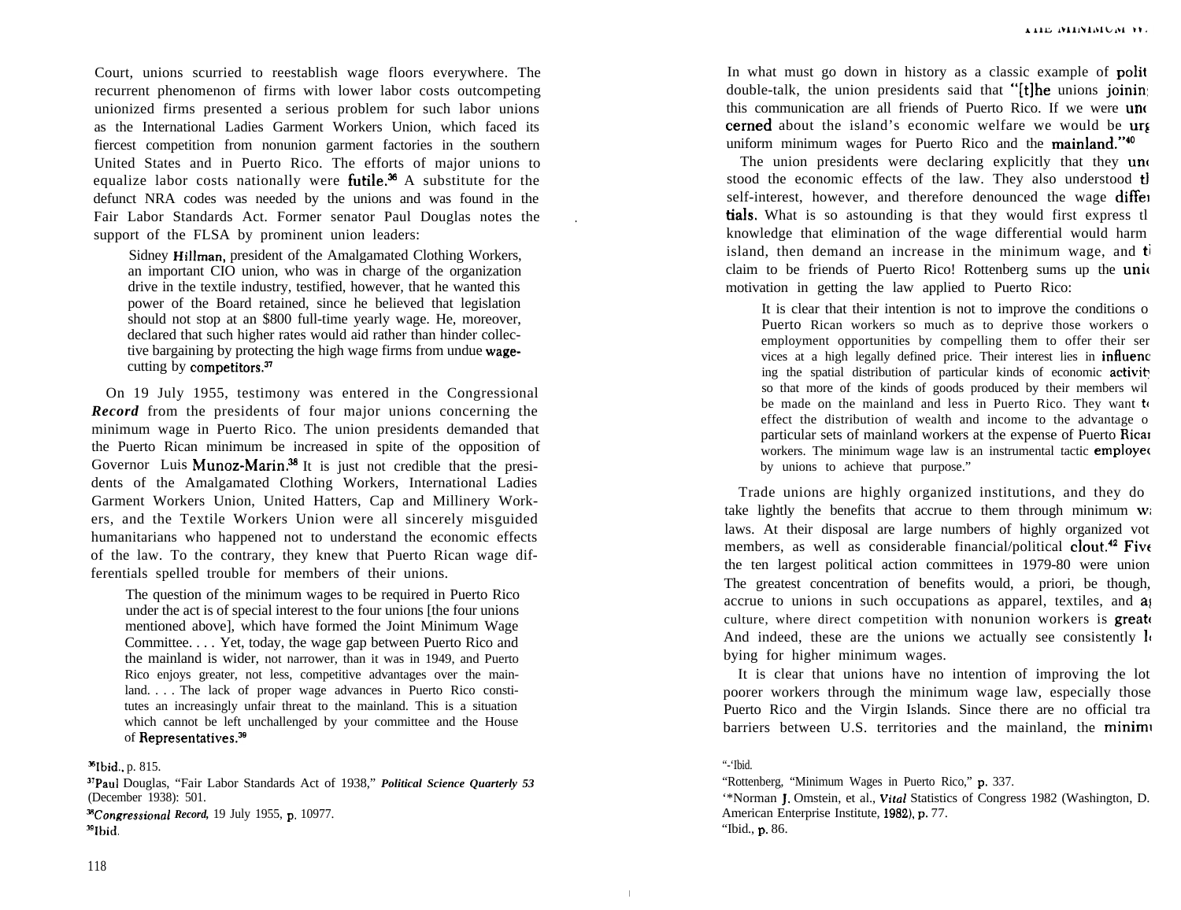Court, unions scurried to reestablish wage floors everywhere. The recurrent phenomenon of firms with lower labor costs outcompeting unionized firms presented a serious problem for such labor unions as the International Ladies Garment Workers Union, which faced its fiercest competition from nonunion garment factories in the southern United States and in Puerto Rico. The efforts of major unions to equalize labor costs nationally were futile.[36] A substitute for the defunct NRA codes was needed by the unions and was found in the Fair Labor Standards Act. Former senator Paul Douglas notes the support of the FLSA by prominent union leaders:

> Sidney Hillman, president of the Amalgamated Clothing Workers, an important CIO union, who was in charge of the organization drive in the textile industry, testified, however, that he wanted this power of the Board retained, since he believed that legislation should not stop at an $800 full-time yearly wage. He, moreover, declared that such higher rates would aid rather than hinder collective bargaining by protecting the high wage firms from undue wage-cutting by competitors.[37]

On 19 July 1955, testimony was entered in the Congressional *Record* from the presidents of four major unions concerning the minimum wage in Puerto Rico. The union presidents demanded that the Puerto Rican minimum be increased in spite of the opposition of Governor Luis Munoz-Marin.[38] It is just not credible that the presidents of the Amalgamated Clothing Workers, International Ladies Garment Workers Union, United Hatters, Cap and Millinery Workers, and the Textile Workers Union were all sincerely misguided humanitarians who happened not to understand the economic effects of the law. To the contrary, they knew that Puerto Rican wage differentials spelled trouble for members of their unions.

> The question of the minimum wages to be required in Puerto Rico under the act is of special interest to the four unions [the four unions mentioned above], which have formed the Joint Minimum Wage Committee. . . . Yet, today, the wage gap between Puerto Rico and the mainland is wider, not narrower, than it was in 1949, and Puerto Rico enjoys greater, not less, competitive advantages over the mainland. . . . The lack of proper wage advances in Puerto Rico constitutes an increasingly unfair threat to the mainland. This is a situation which cannot be left unchallenged by your committee and the House of Representatives.[39]

[36] Ibid., p. 815.

[37] Paul Douglas, "Fair Labor Standards Act of 1938," *Political Science Quarterly 53* (December 1938): 501.

[38] *Congressional Record,* 19 July 1955, p. 10977.

[39] Ibid.

In what must go down in history as a classic example of polit double-talk, the union presidents said that "[t]he unions joinin this communication are all friends of Puerto Rico. If we were unc cerned about the island's economic welfare we would be urg uniform minimum wages for Puerto Rico and the mainland."[40]

The union presidents were declaring explicitly that they unc stood the economic effects of the law. They also understood th self-interest, however, and therefore denounced the wage differ tials. What is so astounding is that they would first express th knowledge that elimination of the wage differential would harm island, then demand an increase in the minimum wage, and th claim to be friends of Puerto Rico! Rottenberg sums up the unio motivation in getting the law applied to Puerto Rico:

> It is clear that their intention is not to improve the conditions o Puerto Rican workers so much as to deprive those workers o employment opportunities by compelling them to offer their ser vices at a high legally defined price. Their interest lies in influenc ing the spatial distribution of particular kinds of economic activity so that more of the kinds of goods produced by their members wil be made on the mainland and less in Puerto Rico. They want to effect the distribution of wealth and income to the advantage o particular sets of mainland workers at the expense of Puerto Rican workers. The minimum wage law is an instrumental tactic employed by unions to achieve that purpose."

Trade unions are highly organized institutions, and they do take lightly the benefits that accrue to them through minimum wa laws. At their disposal are large numbers of highly organized vot members, as well as considerable financial/political clout.[42] Five the ten largest political action committees in 1979-80 were union The greatest concentration of benefits would, a priori, be though, accrue to unions in such occupations as apparel, textiles, and ag culture, where direct competition with nonunion workers is greate And indeed, these are the unions we actually see consistently lo bying for higher minimum wages.

It is clear that unions have no intention of improving the lot poorer workers through the minimum wage law, especially those Puerto Rico and the Virgin Islands. Since there are no official tra barriers between U.S. territories and the mainland, the minimu

[40] Ibid.

[41] Rottenberg, "Minimum Wages in Puerto Rico," p. 337.

[42] Norman J. Omstein, et al., *Vital* Statistics of Congress 1982 (Washington, D. American Enterprise Institute, 1982), p. 77.

[43] Ibid., p. 86.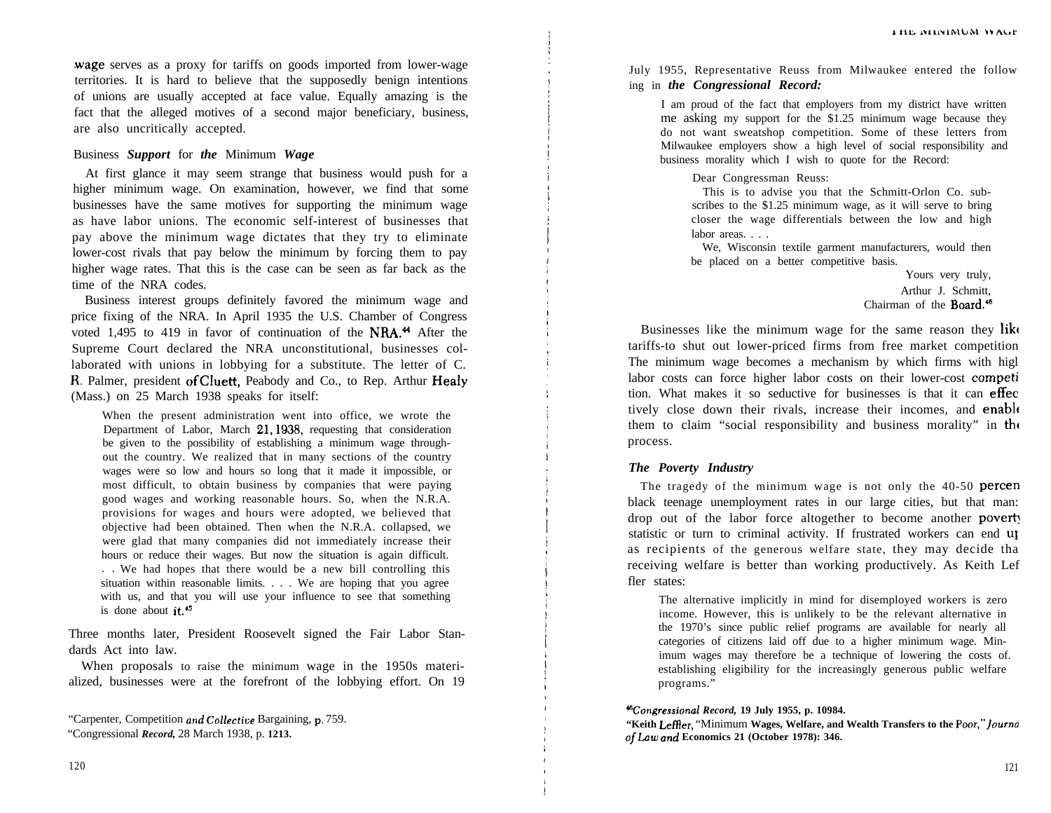wage serves as a proxy for tariffs on goods imported from lower-wage territories. It is hard to believe that the supposedly benign intentions of unions are usually accepted at face value. Equally amazing is the fact that the alleged motives of a second major beneficiary, business, are also uncritically accepted.

### Business *Support* for *the* Minimum *Wage*

At first glance it may seem strange that business would push for a higher minimum wage. On examination, however, we find that some businesses have the same motives for supporting the minimum wage as have labor unions. The economic self-interest of businesses that pay above the minimum wage dictates that they try to eliminate lower-cost rivals that pay below the minimum by forcing them to pay higher wage rates. That this is the case can be seen as far back as the time of the NRA codes.

Business interest groups definitely favored the minimum wage and price fixing of the NRA. In April 1935 the U.S. Chamber of Congress voted 1,495 to 419 in favor of continuation of the NRA.[44] After the Supreme Court declared the NRA unconstitutional, businesses collaborated with unions in lobbying for a substitute. The letter of C. R. Palmer, president of Cluett, Peabody and Co., to Rep. Arthur Healy (Mass.) on 25 March 1938 speaks for itself:

> When the present administration went into office, we wrote the Department of Labor, March 21, 1938, requesting that consideration be given to the possibility of establishing a minimum wage throughout the country. We realized that in many sections of the country wages were so low and hours so long that it made it impossible, or most difficult, to obtain business by companies that were paying good wages and working reasonable hours. So, when the N.R.A. provisions for wages and hours were adopted, we believed that objective had been obtained. Then when the N.R.A. collapsed, we were glad that many companies did not immediately increase their hours or reduce their wages. But now the situation is again difficult. . . We had hopes that there would be a new bill controlling this situation within reasonable limits. . . . We are hoping that you agree with us, and that you will use your influence to see that something is done about it.[45]

Three months later, President Roosevelt signed the Fair Labor Standards Act into law.

When proposals to raise the minimum wage in the 1950s materialized, businesses were at the forefront of the lobbying effort. On 19 July 1955, Representative Reuss from Milwaukee entered the following in *the Congressional Record:*

> I am proud of the fact that employers from my district have written me asking my support for the $1.25 minimum wage because they do not want sweatshop competition. Some of these letters from Milwaukee employers show a high level of social responsibility and business morality which I wish to quote for the Record:
>
> > Dear Congressman Reuss:
> >
> > This is to advise you that the Schmitt-Orlon Co. subscribes to the $1.25 minimum wage, as it will serve to bring closer the wage differentials between the low and high labor areas. . . .
> >
> > We, Wisconsin textile garment manufacturers, would then be placed on a better competitive basis.
> >
> > Yours very truly,
> > Arthur J. Schmitt,
> > Chairman of the Board.[46]

Businesses like the minimum wage for the same reason they like tariffs-to shut out lower-priced firms from free market competition. The minimum wage becomes a mechanism by which firms with high labor costs can force higher labor costs on their lower-cost competition. What makes it so seductive for businesses is that it can effectively close down their rivals, increase their incomes, and enable them to claim "social responsibility and business morality" in the process.

### *The Poverty Industry*

The tragedy of the minimum wage is not only the 40-50 percent black teenage unemployment rates in our large cities, but that many drop out of the labor force altogether to become another poverty statistic or turn to criminal activity. If frustrated workers can end up as recipients of the generous welfare state, they may decide that receiving welfare is better than working productively. As Keith Leffler states:

> The alternative implicitly in mind for disemployed workers is zero income. However, this is unlikely to be the relevant alternative in the 1970's since public relief programs are available for nearly all categories of citizens laid off due to a higher minimum wage. Minimum wages may therefore be a technique of lowering the costs of. establishing eligibility for the increasingly generous public welfare programs."

[44] Carpenter, Competition *and Collective* Bargaining, p. 759.

[45] Congressional *Record*, 28 March 1938, p. 1213.

[46] *Congressional Record*, 19 July 1955, p. 10984.

[47] Keith Leffler, "Minimum Wages, Welfare, and Wealth Transfers to the Poor," *Journal of Law and* Economics 21 (October 1978): 346.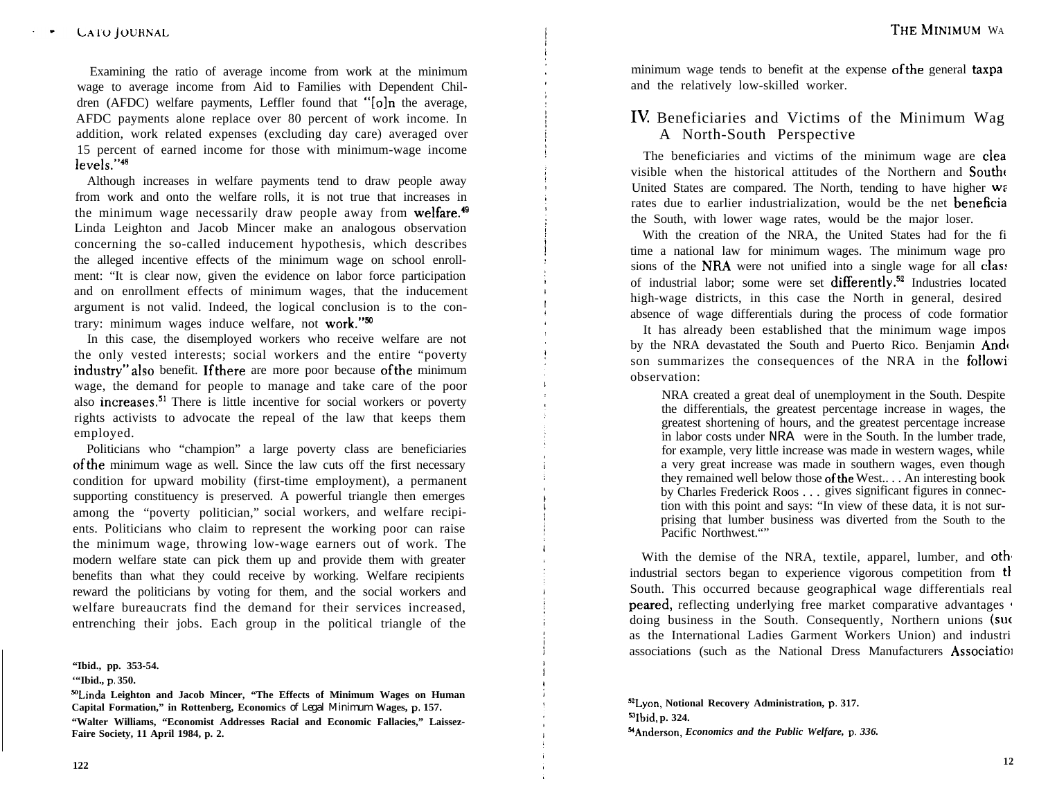Examining the ratio of average income from work at the minimum wage to average income from Aid to Families with Dependent Children (AFDC) welfare payments, Leffler found that "[o]n the average, AFDC payments alone replace over 80 percent of work income. In addition, work related expenses (excluding day care) averaged over 15 percent of earned income for those with minimum-wage income levels."[48]

Although increases in welfare payments tend to draw people away from work and onto the welfare rolls, it is not true that increases in the minimum wage necessarily draw people away from welfare.[49] Linda Leighton and Jacob Mincer make an analogous observation concerning the so-called inducement hypothesis, which describes the alleged incentive effects of the minimum wage on school enrollment: "It is clear now, given the evidence on labor force participation and on enrollment effects of minimum wages, that the inducement argument is not valid. Indeed, the logical conclusion is to the contrary: minimum wages induce welfare, not work."[50]

In this case, the disemployed workers who receive welfare are not the only vested interests; social workers and the entire "poverty industry" also benefit. If there are more poor because of the minimum wage, the demand for people to manage and take care of the poor also increases.[51] There is little incentive for social workers or poverty rights activists to advocate the repeal of the law that keeps them employed.

Politicians who "champion" a large poverty class are beneficiaries of the minimum wage as well. Since the law cuts off the first necessary condition for upward mobility (first-time employment), a permanent supporting constituency is preserved. A powerful triangle then emerges among the "poverty politician," social workers, and welfare recipients. Politicians who claim to represent the working poor can raise the minimum wage, throwing low-wage earners out of work. The modern welfare state can pick them up and provide them with greater benefits than what they could receive by working. Welfare recipients reward the politicians by voting for them, and the social workers and welfare bureaucrats find the demand for their services increased, entrenching their jobs. Each group in the political triangle of the minimum wage tends to benefit at the expense of the general taxpa[yer] and the relatively low-skilled worker.

## IV. Beneficiaries and Victims of the Minimum Wag[e:] A North-South Perspective

The beneficiaries and victims of the minimum wage are clea[rly] visible when the historical attitudes of the Northern and Southe[rn] United States are compared. The North, tending to have higher wa[ge] rates due to earlier industrialization, would be the net beneficia[ry;] the South, with lower wage rates, would be the major loser.

With the creation of the NRA, the United States had for the fi[rst] time a national law for minimum wages. The minimum wage pro[vi]sions of the NRA were not unified into a single wage for all class[es] of industrial labor; some were set differently.[52] Industries located [in] high-wage districts, in this case the North in general, desired [the] absence of wage differentials during the process of code formation.

It has already been established that the minimum wage impos[ed] by the NRA devastated the South and Puerto Rico. Benjamin Ande[r]son summarizes the consequences of the NRA in the followi[ng] observation:

> NRA created a great deal of unemployment in the South. Despite the differentials, the greatest percentage increase in wages, the greatest shortening of hours, and the greatest percentage increase in labor costs under NRA were in the South. In the lumber trade, for example, very little increase was made in western wages, while a very great increase was made in southern wages, even though they remained well below those of the West.. . . An interesting book by Charles Frederick Roos . . . gives significant figures in connection with this point and says: "In view of these data, it is not surprising that lumber business was diverted from the South to the Pacific Northwest."[54]

With the demise of the NRA, textile, apparel, lumber, and oth[er] industrial sectors began to experience vigorous competition from th[e] South. This occurred because geographical wage differentials real[p]peared, reflecting underlying free market comparative advantages [of] doing business in the South. Consequently, Northern unions (suc[h] as the International Ladies Garment Workers Union) and industri[al] associations (such as the National Dress Manufacturers Associatio[n]

---

[48] Ibid., pp. 353-54.

[49] Ibid., p. 350.

[50] Linda Leighton and Jacob Mincer, "The Effects of Minimum Wages on Human Capital Formation," in Rottenberg, Economics of Legal Minimum Wages, p. 157.

[51] Walter Williams, "Economist Addresses Racial and Economic Fallacies," Laissez-Faire Society, 11 April 1984, p. 2.

[52] Lyon, Notional Recovery Administration, p. 317.

[53] Ibid, p. 324.

[54] Anderson, *Economics and the Public Welfare*, p. 336.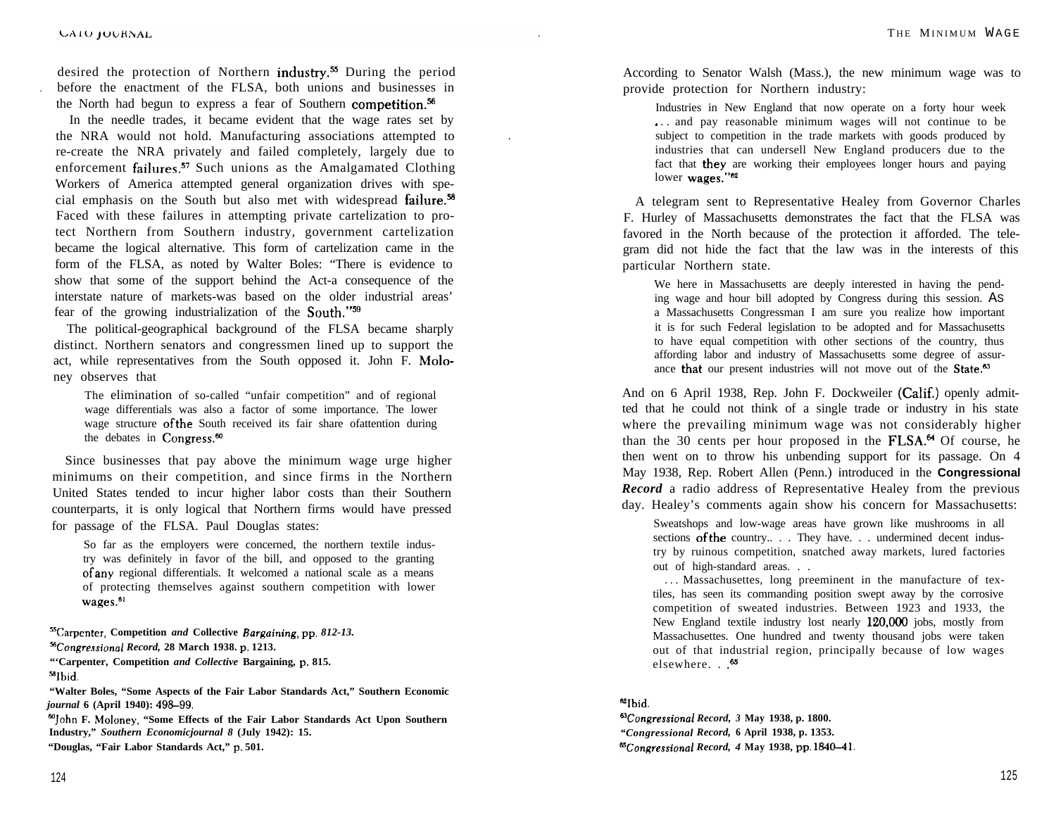desired the protection of Northern industry.[55] During the period before the enactment of the FLSA, both unions and businesses in the North had begun to express a fear of Southern competition.[56]

In the needle trades, it became evident that the wage rates set by the NRA would not hold. Manufacturing associations attempted to re-create the NRA privately and failed completely, largely due to enforcement failures.[57] Such unions as the Amalgamated Clothing Workers of America attempted general organization drives with special emphasis on the South but also met with widespread failure.[58] Faced with these failures in attempting private cartelization to protect Northern from Southern industry, government cartelization became the logical alternative. This form of cartelization came in the form of the FLSA, as noted by Walter Boles: "There is evidence to show that some of the support behind the Act-a consequence of the interstate nature of markets-was based on the older industrial areas' fear of the growing industrialization of the South."[59]

The political-geographical background of the FLSA became sharply distinct. Northern senators and congressmen lined up to support the act, while representatives from the South opposed it. John F. Moloney observes that

> The elimination of so-called "unfair competition" and of regional wage differentials was also a factor of some importance. The lower wage structure of the South received its fair share ofattention during the debates in Congress.[60]

Since businesses that pay above the minimum wage urge higher minimums on their competition, and since firms in the Northern United States tended to incur higher labor costs than their Southern counterparts, it is only logical that Northern firms would have pressed for passage of the FLSA. Paul Douglas states:

> So far as the employers were concerned, the northern textile industry was definitely in favor of the bill, and opposed to the granting of any regional differentials. It welcomed a national scale as a means of protecting themselves against southern competition with lower wages.[61]

According to Senator Walsh (Mass.), the new minimum wage was to provide protection for Northern industry:

> Industries in New England that now operate on a forty hour week . . . and pay reasonable minimum wages will not continue to be subject to competition in the trade markets with goods produced by industries that can undersell New England producers due to the fact that they are working their employees longer hours and paying lower wages."[62]

A telegram sent to Representative Healey from Governor Charles F. Hurley of Massachusetts demonstrates the fact that the FLSA was favored in the North because of the protection it afforded. The telegram did not hide the fact that the law was in the interests of this particular Northern state.

> We here in Massachusetts are deeply interested in having the pending wage and hour bill adopted by Congress during this session. As a Massachusetts Congressman I am sure you realize how important it is for such Federal legislation to be adopted and for Massachusetts to have equal competition with other sections of the country, thus affording labor and industry of Massachusetts some degree of assurance that our present industries will not move out of the State.[63]

And on 6 April 1938, Rep. John F. Dockweiler (Calif.) openly admitted that he could not think of a single trade or industry in his state where the prevailing minimum wage was not considerably higher than the 30 cents per hour proposed in the FLSA.[64] Of course, he then went on to throw his unbending support for its passage. On 4 May 1938, Rep. Robert Allen (Penn.) introduced in the **Congressional** ***Record*** a radio address of Representative Healey from the previous day. Healey's comments again show his concern for Massachusetts:

> Sweatshops and low-wage areas have grown like mushrooms in all sections of the country.. . . They have. . . undermined decent industry by ruinous competition, snatched away markets, lured factories out of high-standard areas. . .
>
> . . . Massachusettes, long preeminent in the manufacture of textiles, has seen its commanding position swept away by the corrosive competition of sweated industries. Between 1923 and 1933, the New England textile industry lost nearly 120,000 jobs, mostly from Massachusettes. One hundred and twenty thousand jobs were taken out of that industrial region, principally because of low wages elsewhere. . .[65]

---

[55] Carpenter, **Competition** *and* **Collective** *Bargaining*, pp. 812-13.

[56] *Congressional Record*, 28 March 1938. p. 1213.

[57] Carpenter, Competition *and Collective* Bargaining, p. 815.

[58] Ibid.

[59] Walter Boles, "Some Aspects of the Fair Labor Standards Act," Southern Economic *journal* 6 (April 1940): 498–99.

[60] John F. Moloney, "Some Effects of the Fair Labor Standards Act Upon Southern Industry," *Southern Economicjournal 8* (July 1942): 15.

[61] Douglas, "Fair Labor Standards Act," p. 501.

[62] Ibid.

[63] *Congressional Record, 3* May 1938, p. 1800.

[64] *Congressional Record,* 6 April 1938, p. 1353.

[65] *Congressional Record, 4* May 1938, pp. 1840–41.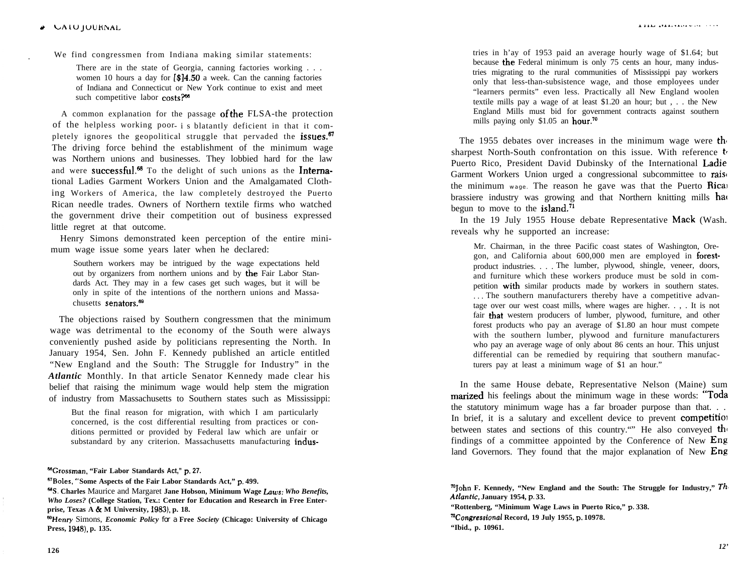We find congressmen from Indiana making similar statements:

> There are in the state of Georgia, canning factories working . . . women 10 hours a day for [$]4.50 a week. Can the canning factories of Indiana and Connecticut or New York continue to exist and meet such competitive labor costs?[66]

A common explanation for the passage of the FLSA-the protection of the helpless working poor- is blatantly deficient in that it completely ignores the geopolitical struggle that pervaded the issues.[67] The driving force behind the establishment of the minimum wage was Northern unions and businesses. They lobbied hard for the law and were successful.[68] To the delight of such unions as the International Ladies Garment Workers Union and the Amalgamated Clothing Workers of America, the law completely destroyed the Puerto Rican needle trades. Owners of Northern textile firms who watched the government drive their competition out of business expressed little regret at that outcome.

Henry Simons demonstrated keen perception of the entire minimum wage issue some years later when he declared:

> Southern workers may be intrigued by the wage expectations held out by organizers from northern unions and by the Fair Labor Standards Act. They may in a few cases get such wages, but it will be only in spite of the intentions of the northern unions and Massachusetts senators.[69]

The objections raised by Southern congressmen that the minimum wage was detrimental to the economy of the South were always conveniently pushed aside by politicians representing the North. In January 1954, Sen. John F. Kennedy published an article entitled "New England and the South: The Struggle for Industry" in the *Atlantic* Monthly. In that article Senator Kennedy made clear his belief that raising the minimum wage would help stem the migration of industry from Massachusetts to Southern states such as Mississippi:

> But the final reason for migration, with which I am particularly concerned, is the cost differential resulting from practices or conditions permitted or provided by Federal law which are unfair or substandard by any criterion. Massachusetts manufacturing industries in h'ay of 1953 paid an average hourly wage of $1.64; but because the Federal minimum is only 75 cents an hour, many industries migrating to the rural communities of Mississippi pay workers only that less-than-subsistence wage, and those employees under "learners permits" even less. Practically all New England woolen textile mills pay a wage of at least $1.20 an hour; but , . . the New England Mills must bid for government contracts against southern mills paying only $1.05 an hour.[70]

The 1955 debates over increases in the minimum wage were the sharpest North-South confrontation on this issue. With reference to Puerto Rico, President David Dubinsky of the International Ladies Garment Workers Union urged a congressional subcommittee to raise the minimum wage. The reason he gave was that the Puerto Rican brassiere industry was growing and that Northern knitting mills had begun to move to the island.[71]

In the 19 July 1955 House debate Representative Mack (Wash.) reveals why he supported an increase:

> Mr. Chairman, in the three Pacific coast states of Washington, Oregon, and California about 600,000 men are employed in forest-product industries. . . . The lumber, plywood, shingle, veneer, doors, and furniture which these workers produce must be sold in competition with similar products made by workers in southern states. . . . The southern manufacturers thereby have a competitive advantage over our west coast mills, where wages are higher. . , . It is not fair that western producers of lumber, plywood, furniture, and other forest products who pay an average of $1.80 an hour must compete with the southern lumber, plywood and furniture manufacturers who pay an average wage of only about 86 cents an hour. This unjust differential can be remedied by requiring that southern manufacturers pay at least a minimum wage of $1 an hour."

In the same House debate, Representative Nelson (Maine) summarized his feelings about the minimum wage in these words: "Today the statutory minimum wage has a far broader purpose than that. . . In brief, it is a salutary and excellent device to prevent competition between states and sections of this country."[73] He also conveyed the findings of a committee appointed by the Conference of New England Governors. They found that the major explanation of New Eng

---

[66] Grossman, "Fair Labor Standards Act," p. 27.

[67] Boles, "Some Aspects of the Fair Labor Standards Act," p. 499.

[68] S. Charles Maurice and Margaret Jane Hobson, *Minimum Wage Laws: Who Benefits, Who Loses?* (College Station, Tex.: Center for Education and Research in Free Enterprise, Texas A & M University, 1983), p. 18.

[69] Henry Simons, *Economic Policy for a Free Society* (Chicago: University of Chicago Press, 1948), p. 135.

[70] John F. Kennedy, "New England and the South: The Struggle for Industry," *The Atlantic*, January 1954, p. 33.

[71] Rottenberg, "Minimum Wage Laws in Puerto Rico," p. 338.

[72] *Congressional Record*, 19 July 1955, p. 10978.

[73] Ibid., p. 10961.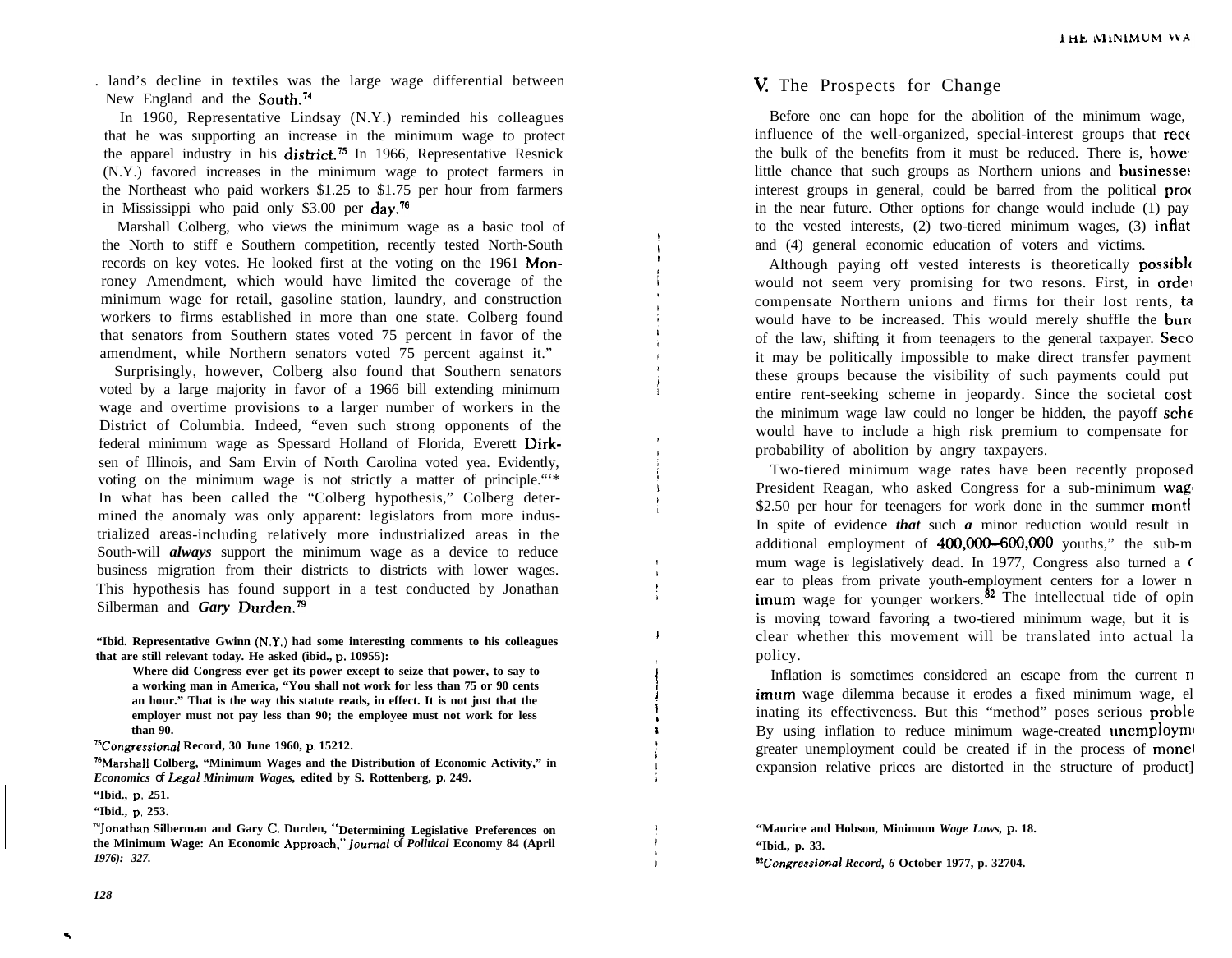land's decline in textiles was the large wage differential between New England and the South.[74]

In 1960, Representative Lindsay (N.Y.) reminded his colleagues that he was supporting an increase in the minimum wage to protect the apparel industry in his district.[75] In 1966, Representative Resnick (N.Y.) favored increases in the minimum wage to protect farmers in the Northeast who paid workers $1.25 to $1.75 per hour from farmers in Mississippi who paid only $3.00 per day.[76]

Marshall Colberg, who views the minimum wage as a basic tool of the North to stiff e Southern competition, recently tested North-South records on key votes. He looked first at the voting on the 1961 Monroney Amendment, which would have limited the coverage of the minimum wage for retail, gasoline station, laundry, and construction workers to firms established in more than one state. Colberg found that senators from Southern states voted 75 percent in favor of the amendment, while Northern senators voted 75 percent against it."

Surprisingly, however, Colberg also found that Southern senators voted by a large majority in favor of a 1966 bill extending minimum wage and overtime provisions to a larger number of workers in the District of Columbia. Indeed, "even such strong opponents of the federal minimum wage as Spessard Holland of Florida, Everett Dirksen of Illinois, and Sam Ervin of North Carolina voted yea. Evidently, voting on the minimum wage is not strictly a matter of principle."* In what has been called the "Colberg hypothesis," Colberg determined the anomaly was only apparent: legislators from more industrialized areas-including relatively more industrialized areas in the South-will *always* support the minimum wage as a device to reduce business migration from their districts to districts with lower wages. This hypothesis has found support in a test conducted by Jonathan Silberman and *Gary* Durden.[79]

**"Ibid. Representative Gwinn (N.Y.) had some interesting comments to his colleagues that are still relevant today. He asked (ibid., p. 10955):**

> **Where did Congress ever get its power except to seize that power, to say to a working man in America, "You shall not work for less than 75 or 90 cents an hour." That is the way this statute reads, in effect. It is not just that the employer must not pay less than 90; the employee must not work for less than 90.**

**[75]*Congressional* Record, 30 June 1960, p. 15212.**

**[76]Marshall Colberg, "Minimum Wages and the Distribution of Economic Activity," in *Economics of Legal Minimum Wages*, edited by S. Rottenberg, p. 249.**

**"Ibid., p. 251.**

**"Ibid., p. 253.**

**[79]Jonathan Silberman and Gary C. Durden, "Determining Legislative Preferences on the Minimum Wage: An Economic Approach," *Journal of Political* Economy 84 (April *1976): 327.***

## V. The Prospects for Change

Before one can hope for the abolition of the minimum wage, influence of the well-organized, special-interest groups that rece the bulk of the benefits from it must be reduced. There is, howe little chance that such groups as Northern unions and businesses interest groups in general, could be barred from the political proc in the near future. Other options for change would include (1) pay to the vested interests, (2) two-tiered minimum wages, (3) inflat and (4) general economic education of voters and victims.

Although paying off vested interests is theoretically possible would not seem very promising for two resons. First, in order compensate Northern unions and firms for their lost rents, ta would have to be increased. This would merely shuffle the burd of the law, shifting it from teenagers to the general taxpayer. Seco it may be politically impossible to make direct transfer payment these groups because the visibility of such payments could put entire rent-seeking scheme in jeopardy. Since the societal cost the minimum wage law could no longer be hidden, the payoff sche would have to include a high risk premium to compensate for probability of abolition by angry taxpayers.

Two-tiered minimum wage rates have been recently proposed President Reagan, who asked Congress for a sub-minimum wag $2.50 per hour for teenagers for work done in the summer montl In spite of evidence *that* such *a* minor reduction would result in additional employment of 400,000–600,000 youths," the sub-m mum wage is legislatively dead. In 1977, Congress also turned a c ear to pleas from private youth-employment centers for a lower n imum wage for younger workers.[82] The intellectual tide of opin is moving toward favoring a two-tiered minimum wage, but it is clear whether this movement will be translated into actual la policy.

Inflation is sometimes considered an escape from the current n imum wage dilemma because it erodes a fixed minimum wage, el inating its effectiveness. But this "method" poses serious proble By using inflation to reduce minimum wage-created unemployme greater unemployment could be created if in the process of mone expansion relative prices are distorted in the structure of product]

**"Maurice and Hobson, Minimum *Wage Laws*, p. 18.**

**"Ibid., p. 33.**

**[82]*Congressional Record, 6* October 1977, p. 32704.**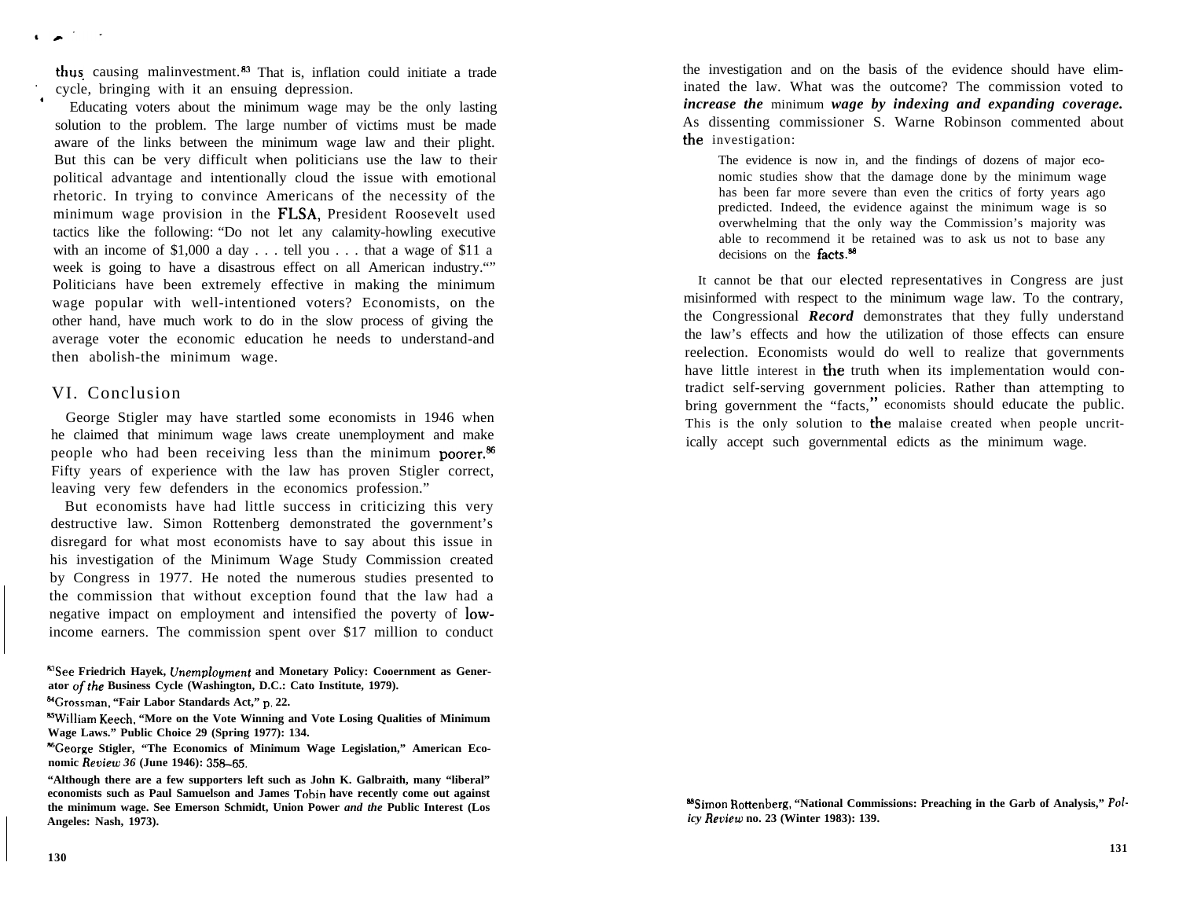thus causing malinvestment.[83] That is, inflation could initiate a trade cycle, bringing with it an ensuing depression.

Educating voters about the minimum wage may be the only lasting solution to the problem. The large number of victims must be made aware of the links between the minimum wage law and their plight. But this can be very difficult when politicians use the law to their political advantage and intentionally cloud the issue with emotional rhetoric. In trying to convince Americans of the necessity of the minimum wage provision in the FLSA, President Roosevelt used tactics like the following: "Do not let any calamity-howling executive with an income of $1,000 a day . . . tell you . . . that a wage of $11 a week is going to have a disastrous effect on all American industry."[84] Politicians have been extremely effective in making the minimum wage popular with well-intentioned voters.[85] Economists, on the other hand, have much work to do in the slow process of giving the average voter the economic education he needs to understand-and then abolish-the minimum wage.

## VI. Conclusion

George Stigler may have startled some economists in 1946 when he claimed that minimum wage laws create unemployment and make people who had been receiving less than the minimum poorer.[86] Fifty years of experience with the law has proven Stigler correct, leaving very few defenders in the economics profession.[87]

But economists have had little success in criticizing this very destructive law. Simon Rottenberg demonstrated the government's disregard for what most economists have to say about this issue in his investigation of the Minimum Wage Study Commission created by Congress in 1977. He noted the numerous studies presented to the commission that without exception found that the law had a negative impact on employment and intensified the poverty of low-income earners. The commission spent over $17 million to conduct the investigation and on the basis of the evidence should have eliminated the law. What was the outcome? The commission voted to ***increase the*** minimum ***wage by indexing and expanding coverage.*** As dissenting commissioner S. Warne Robinson commented about the investigation:

> The evidence is now in, and the findings of dozens of major economic studies show that the damage done by the minimum wage has been far more severe than even the critics of forty years ago predicted. Indeed, the evidence against the minimum wage is so overwhelming that the only way the Commission's majority was able to recommend it be retained was to ask us not to base any decisions on the facts.[88]

It cannot be that our elected representatives in Congress are just misinformed with respect to the minimum wage law. To the contrary, the Congressional ***Record*** demonstrates that they fully understand the law's effects and how the utilization of those effects can ensure reelection. Economists would do well to realize that governments have little interest in the truth when its implementation would contradict self-serving government policies. Rather than attempting to bring government the "facts," economists should educate the public. This is the only solution to the malaise created when people uncritically accept such governmental edicts as the minimum wage.

---

[83] See Friedrich Hayek, *Unemployment* **and Monetary Policy: Cooernment as Generator** *of the* **Business Cycle (Washington, D.C.: Cato Institute, 1979).**

[84] **Grossman, "Fair Labor Standards Act," p. 22.**

[85] **William Keech, "More on the Vote Winning and Vote Losing Qualities of Minimum Wage Laws." Public Choice 29 (Spring 1977): 134.**

[86] **George Stigler, "The Economics of Minimum Wage Legislation," American Economic** *Review 36* **(June 1946): 358–65.**

[87] **"Although there are a few supporters left such as John K. Galbraith, many "liberal" economists such as Paul Samuelson and James Tobin have recently come out against the minimum wage. See Emerson Schmidt, Union Power** *and the* **Public Interest (Los Angeles: Nash, 1973).**

[88] **Simon Rottenberg, "National Commissions: Preaching in the Garb of Analysis,"** *Policy Review* **no. 23 (Winter 1983): 139.**